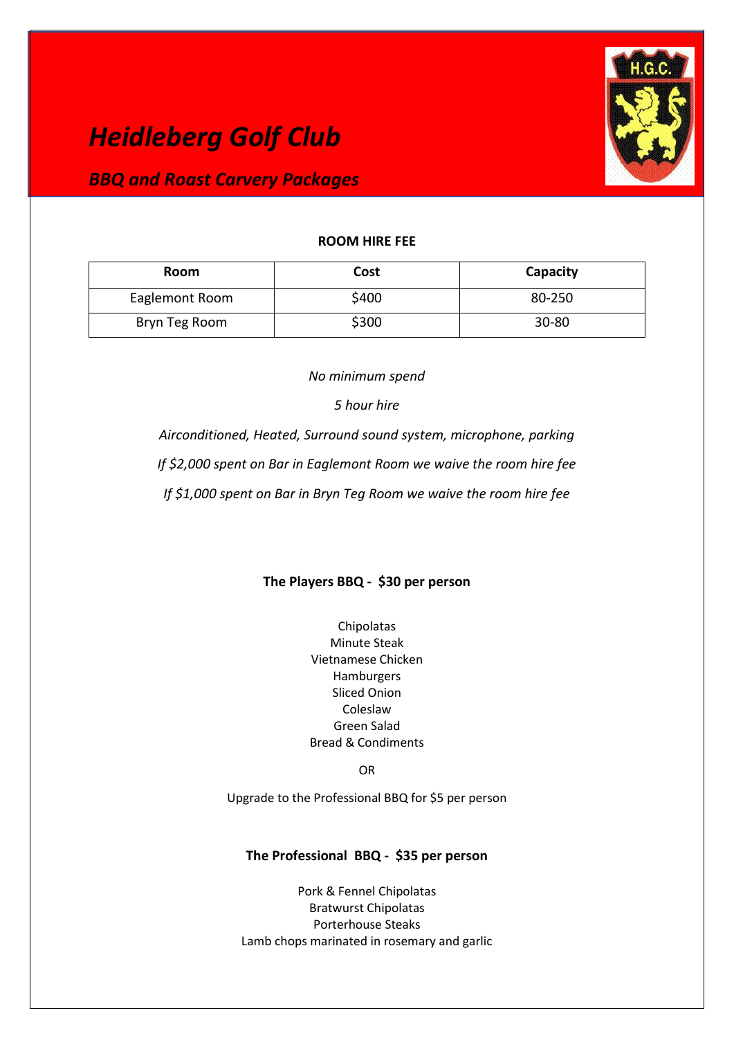# *Heidleberg Golf Club*

## *BBQ and Roast Carvery Packages*

**ROOM HIRE FEE**

| Room | Cost | Capacity |
|---|---|---|
| Eaglemont Room | $400 | 80-250 |
| Bryn Teg Room | $300 | 30-80 |

*No minimum spend*

*5 hour hire*

*Airconditioned, Heated, Surround sound system, microphone, parking*

*If $2,000 spent on Bar in Eaglemont Room we waive the room hire fee*

*If $1,000 spent on Bar in Bryn Teg Room we waive the room hire fee*

**The Players BBQ - $30 per person**

Chipolatas
Minute Steak
Vietnamese Chicken
Hamburgers
Sliced Onion
Coleslaw
Green Salad
Bread & Condiments

OR

Upgrade to the Professional BBQ for $5 per person

**The Professional BBQ - $35 per person**

Pork & Fennel Chipolatas
Bratwurst Chipolatas
Porterhouse Steaks
Lamb chops marinated in rosemary and garlic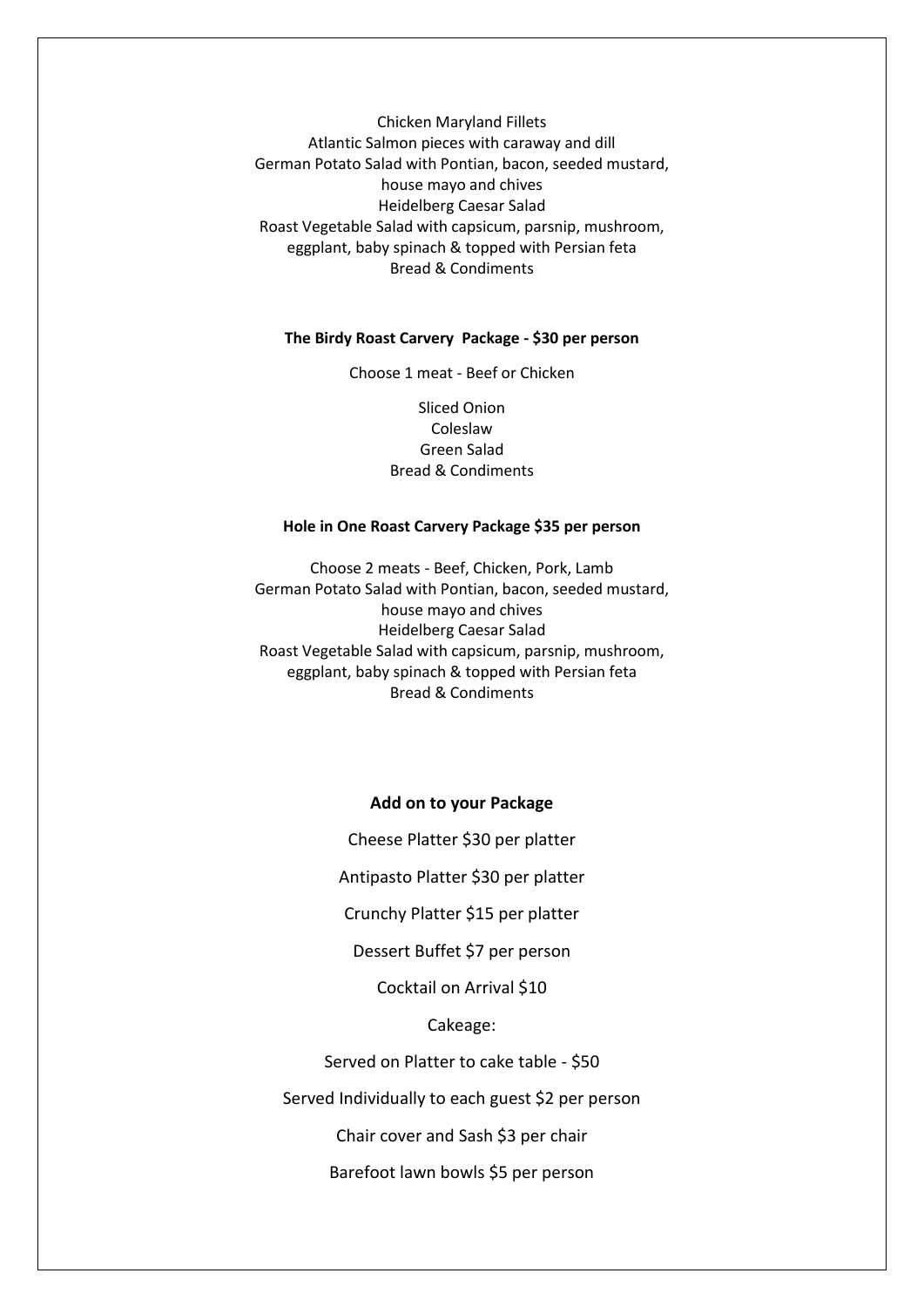Chicken Maryland Fillets
Atlantic Salmon pieces with caraway and dill
German Potato Salad with Pontian, bacon, seeded mustard, house mayo and chives
Heidelberg Caesar Salad
Roast Vegetable Salad with capsicum, parsnip, mushroom, eggplant, baby spinach & topped with Persian feta
Bread & Condiments

**The Birdy Roast Carvery  Package - $30 per person**

Choose 1 meat - Beef or Chicken

Sliced Onion
Coleslaw
Green Salad
Bread & Condiments

**Hole in One Roast Carvery Package $35 per person**

Choose 2 meats - Beef, Chicken, Pork, Lamb
German Potato Salad with Pontian, bacon, seeded mustard, house mayo and chives
Heidelberg Caesar Salad
Roast Vegetable Salad with capsicum, parsnip, mushroom, eggplant, baby spinach & topped with Persian feta
Bread & Condiments

**Add on to your Package**

Cheese Platter $30 per platter

Antipasto Platter $30 per platter

Crunchy Platter $15 per platter

Dessert Buffet $7 per person

Cocktail on Arrival $10

Cakeage:

Served on Platter to cake table - $50

Served Individually to each guest $2 per person

Chair cover and Sash $3 per chair

Barefoot lawn bowls $5 per person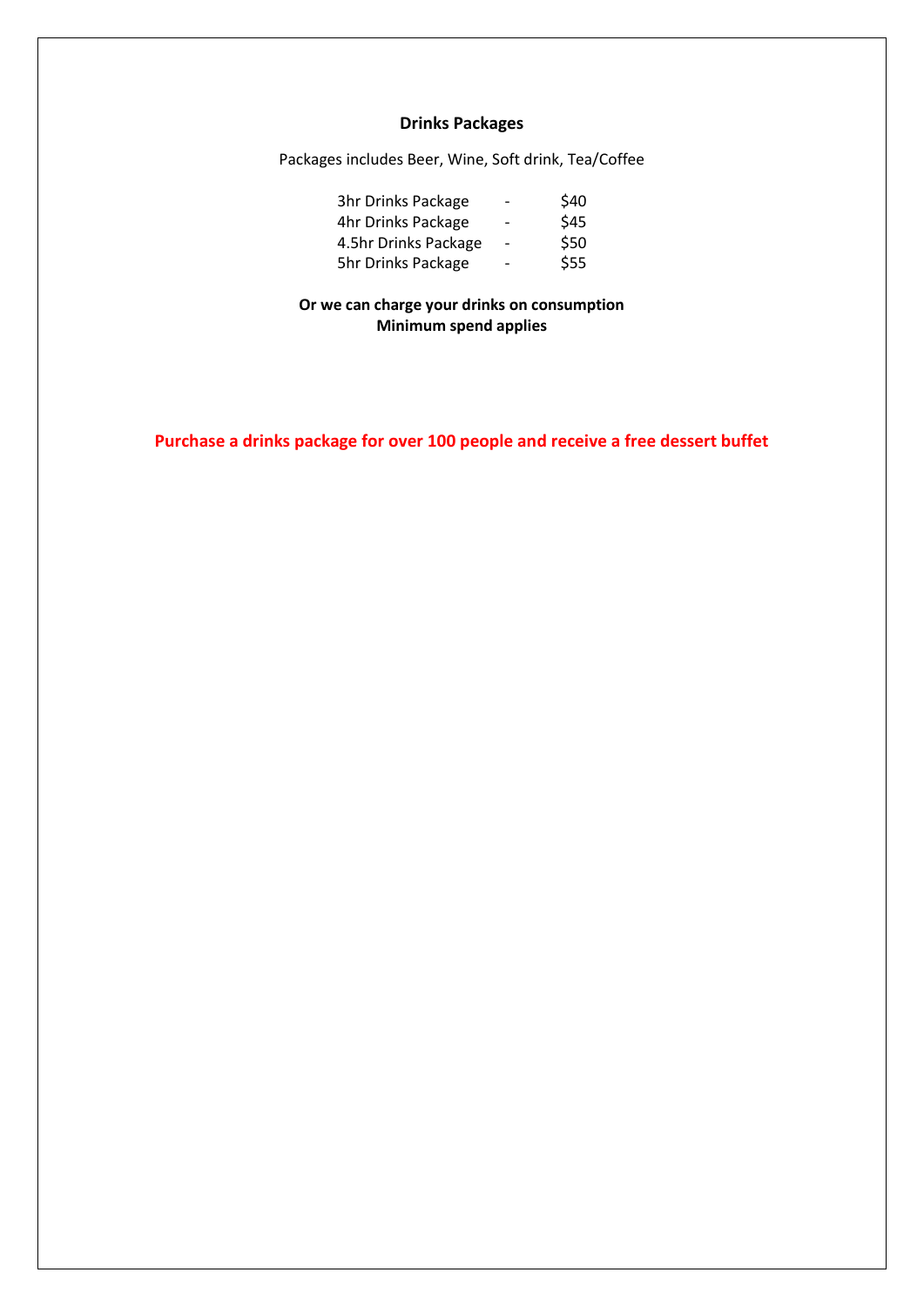## Drinks Packages

Packages includes Beer, Wine, Soft drink, Tea/Coffee

| | | |
|---|---|---|
| 3hr Drinks Package | - | $40 |
| 4hr Drinks Package | - | $45 |
| 4.5hr Drinks Package | - | $50 |
| 5hr Drinks Package | - | $55 |

**Or we can charge your drinks on consumption**
**Minimum spend applies**

**Purchase a drinks package for over 100 people and receive a free dessert buffet**